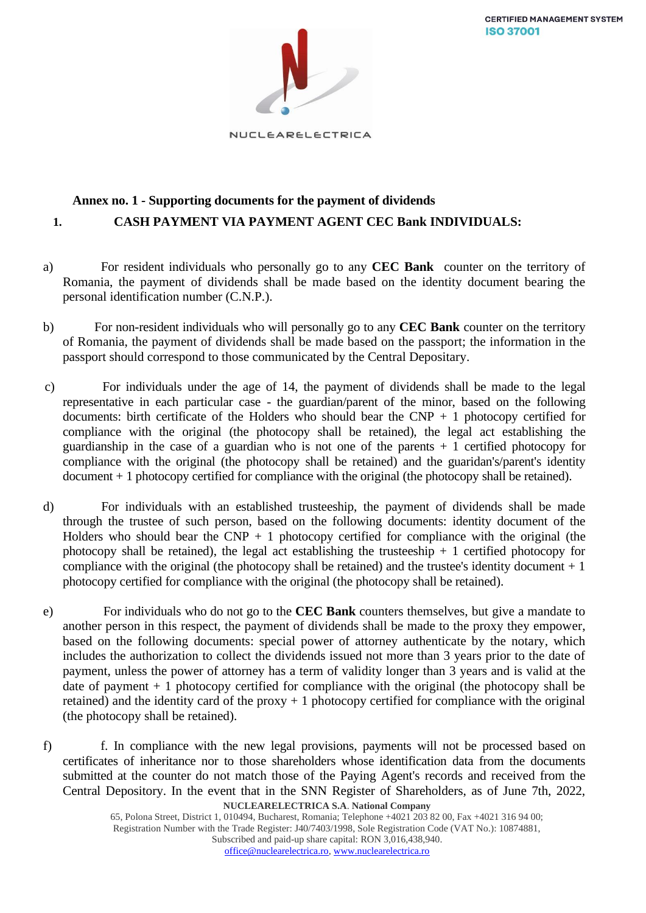## Annex no. 1 - Supporting documents for the payment of dividends

### 1. CASH PAYMENT VIA PAYMENT AGENT CEC Bank INDIVIDUALS:

a) For resident individuals who personally go to any **CEC Bank** counter on the territory of Romania, the payment of dividends shall be made based on the identity document bearing the personal identification number (C.N.P.).

b) For non-resident individuals who will personally go to any **CEC Bank** counter on the territory of Romania, the payment of dividends shall be made based on the passport; the information in the passport should correspond to those communicated by the Central Depositary.

c) For individuals under the age of 14, the payment of dividends shall be made to the legal representative in each particular case - the guardian/parent of the minor, based on the following documents: birth certificate of the Holders who should bear the CNP + 1 photocopy certified for compliance with the original (the photocopy shall be retained), the legal act establishing the guardianship in the case of a guardian who is not one of the parents + 1 certified photocopy for compliance with the original (the photocopy shall be retained) and the guaridan's/parent's identity document + 1 photocopy certified for compliance with the original (the photocopy shall be retained).

d) For individuals with an established trusteeship, the payment of dividends shall be made through the trustee of such person, based on the following documents: identity document of the Holders who should bear the CNP + 1 photocopy certified for compliance with the original (the photocopy shall be retained), the legal act establishing the trusteeship + 1 certified photocopy for compliance with the original (the photocopy shall be retained) and the trustee's identity document + 1 photocopy certified for compliance with the original (the photocopy shall be retained).

e) For individuals who do not go to the **CEC Bank** counters themselves, but give a mandate to another person in this respect, the payment of dividends shall be made to the proxy they empower, based on the following documents: special power of attorney authenticate by the notary, which includes the authorization to collect the dividends issued not more than 3 years prior to the date of payment, unless the power of attorney has a term of validity longer than 3 years and is valid at the date of payment + 1 photocopy certified for compliance with the original (the photocopy shall be retained) and the identity card of the proxy + 1 photocopy certified for compliance with the original (the photocopy shall be retained).

f) f. In compliance with the new legal provisions, payments will not be processed based on certificates of inheritance nor to those shareholders whose identification data from the documents submitted at the counter do not match those of the Paying Agent's records and received from the Central Depository. In the event that in the SNN Register of Shareholders, as of June 7th, 2022,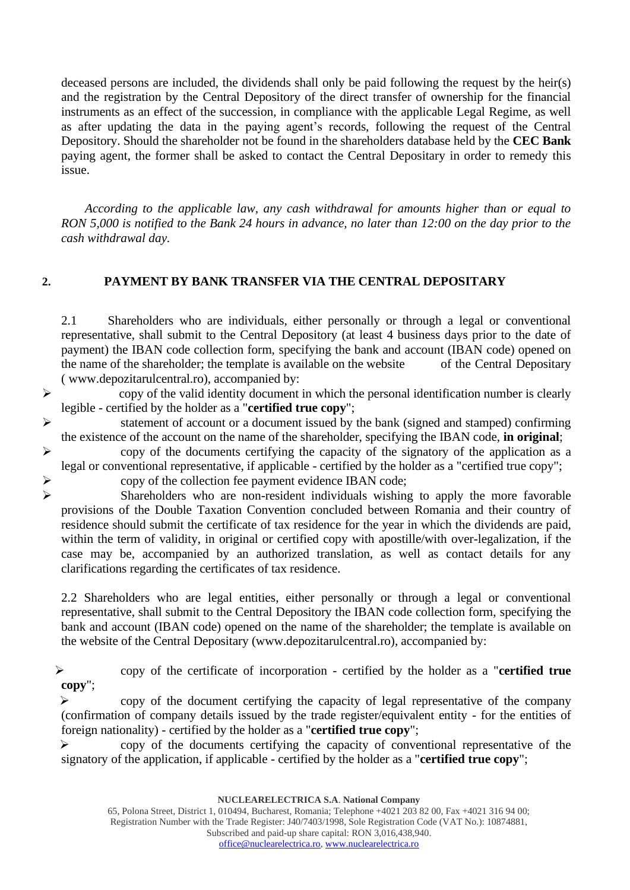deceased persons are included, the dividends shall only be paid following the request by the heir(s) and the registration by the Central Depository of the direct transfer of ownership for the financial instruments as an effect of the succession, in compliance with the applicable Legal Regime, as well as after updating the data in the paying agent's records, following the request of the Central Depository. Should the shareholder not be found in the shareholders database held by the **CEC Bank** paying agent, the former shall be asked to contact the Central Depositary in order to remedy this issue.

*According to the applicable law, any cash withdrawal for amounts higher than or equal to RON 5,000 is notified to the Bank 24 hours in advance, no later than 12:00 on the day prior to the cash withdrawal day.*

## 2. PAYMENT BY BANK TRANSFER VIA THE CENTRAL DEPOSITARY

2.1 Shareholders who are individuals, either personally or through a legal or conventional representative, shall submit to the Central Depository (at least 4 business days prior to the date of payment) the IBAN code collection form, specifying the bank and account (IBAN code) opened on the name of the shareholder; the template is available on the website of the Central Depositary ( www.depozitarulcentral.ro), accompanied by:

- copy of the valid identity document in which the personal identification number is clearly legible - certified by the holder as a "**certified true copy**";
- statement of account or a document issued by the bank (signed and stamped) confirming the existence of the account on the name of the shareholder, specifying the IBAN code, **in original**;
- copy of the documents certifying the capacity of the signatory of the application as a legal or conventional representative, if applicable - certified by the holder as a "certified true copy";
- copy of the collection fee payment evidence IBAN code;
- Shareholders who are non-resident individuals wishing to apply the more favorable provisions of the Double Taxation Convention concluded between Romania and their country of residence should submit the certificate of tax residence for the year in which the dividends are paid, within the term of validity, in original or certified copy with apostille/with over-legalization, if the case may be, accompanied by an authorized translation, as well as contact details for any clarifications regarding the certificates of tax residence.

2.2 Shareholders who are legal entities, either personally or through a legal or conventional representative, shall submit to the Central Depository the IBAN code collection form, specifying the bank and account (IBAN code) opened on the name of the shareholder; the template is available on the website of the Central Depositary (www.depozitarulcentral.ro), accompanied by:

- copy of the certificate of incorporation - certified by the holder as a "**certified true copy**";
- copy of the document certifying the capacity of legal representative of the company (confirmation of company details issued by the trade register/equivalent entity - for the entities of foreign nationality) - certified by the holder as a "**certified true copy**";
- copy of the documents certifying the capacity of conventional representative of the signatory of the application, if applicable - certified by the holder as a "**certified true copy**";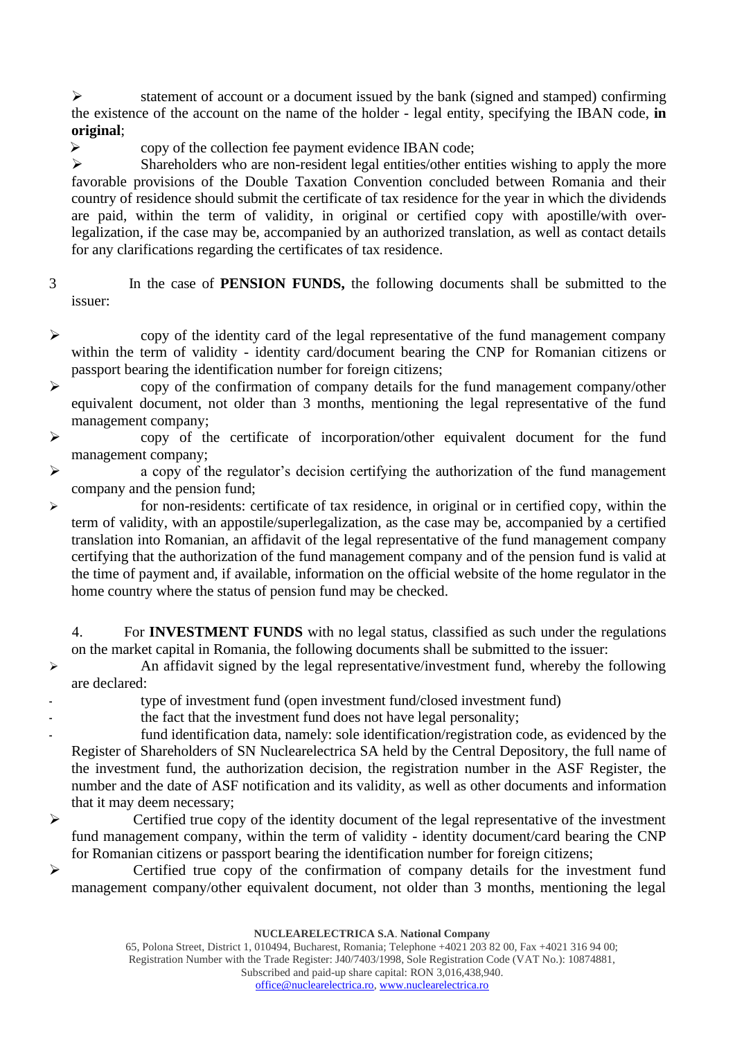- statement of account or a document issued by the bank (signed and stamped) confirming the existence of the account on the name of the holder - legal entity, specifying the IBAN code, **in original**;
- copy of the collection fee payment evidence IBAN code;
- Shareholders who are non-resident legal entities/other entities wishing to apply the more favorable provisions of the Double Taxation Convention concluded between Romania and their country of residence should submit the certificate of tax residence for the year in which the dividends are paid, within the term of validity, in original or certified copy with apostille/with over-legalization, if the case may be, accompanied by an authorized translation, as well as contact details for any clarifications regarding the certificates of tax residence.

3. In the case of **PENSION FUNDS,** the following documents shall be submitted to the issuer:

- copy of the identity card of the legal representative of the fund management company within the term of validity - identity card/document bearing the CNP for Romanian citizens or passport bearing the identification number for foreign citizens;
- copy of the confirmation of company details for the fund management company/other equivalent document, not older than 3 months, mentioning the legal representative of the fund management company;
- copy of the certificate of incorporation/other equivalent document for the fund management company;
- a copy of the regulator's decision certifying the authorization of the fund management company and the pension fund;
- for non-residents: certificate of tax residence, in original or in certified copy, within the term of validity, with an appostile/superlegalization, as the case may be, accompanied by a certified translation into Romanian, an affidavit of the legal representative of the fund management company certifying that the authorization of the fund management company and of the pension fund is valid at the time of payment and, if available, information on the official website of the home regulator in the home country where the status of pension fund may be checked.

4. For **INVESTMENT FUNDS** with no legal status, classified as such under the regulations on the market capital in Romania, the following documents shall be submitted to the issuer:

- An affidavit signed by the legal representative/investment fund, whereby the following are declared:
  - type of investment fund (open investment fund/closed investment fund)
  - the fact that the investment fund does not have legal personality;
  - fund identification data, namely: sole identification/registration code, as evidenced by the Register of Shareholders of SN Nuclearelectrica SA held by the Central Depository, the full name of the investment fund, the authorization decision, the registration number in the ASF Register, the number and the date of ASF notification and its validity, as well as other documents and information that it may deem necessary;
- Certified true copy of the identity document of the legal representative of the investment fund management company, within the term of validity - identity document/card bearing the CNP for Romanian citizens or passport bearing the identification number for foreign citizens;
- Certified true copy of the confirmation of company details for the investment fund management company/other equivalent document, not older than 3 months, mentioning the legal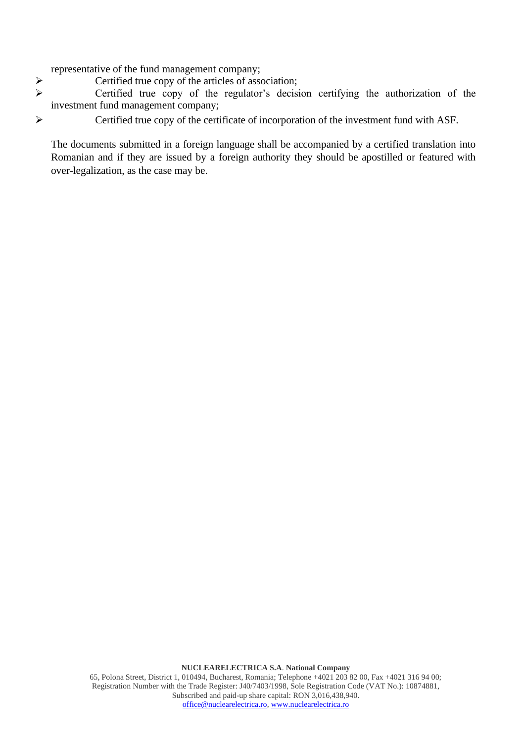representative of the fund management company;

- Certified true copy of the articles of association;
- Certified true copy of the regulator's decision certifying the authorization of the investment fund management company;
- Certified true copy of the certificate of incorporation of the investment fund with ASF.

The documents submitted in a foreign language shall be accompanied by a certified translation into Romanian and if they are issued by a foreign authority they should be apostilled or featured with over-legalization, as the case may be.